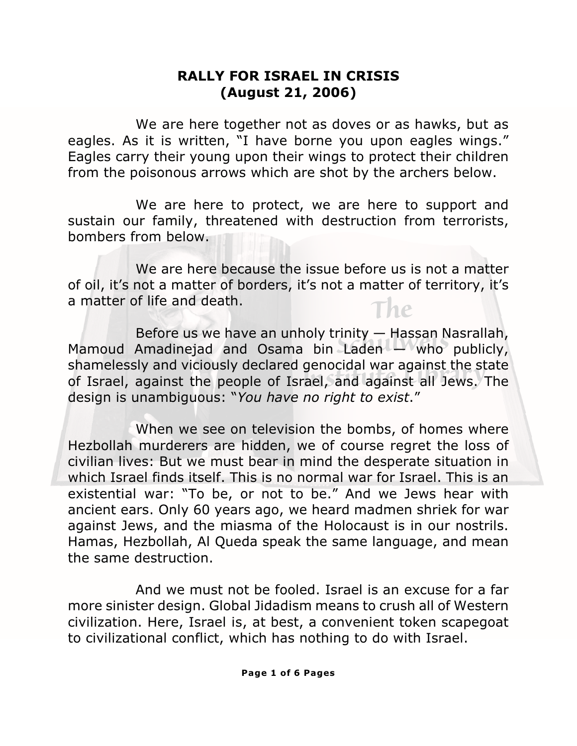**RALLY FOR ISRAEL IN CRISIS**
**(August 21, 2006)**

We are here together not as doves or as hawks, but as eagles. As it is written, "I have borne you upon eagles wings." Eagles carry their young upon their wings to protect their children from the poisonous arrows which are shot by the archers below.

We are here to protect, we are here to support and sustain our family, threatened with destruction from terrorists, bombers from below.

We are here because the issue before us is not a matter of oil, it's not a matter of borders, it's not a matter of territory, it's a matter of life and death.

Before us we have an unholy trinity — Hassan Nasrallah, Mamoud Amadinejad and Osama bin Laden — who publicly, shamelessly and viciously declared genocidal war against the state of Israel, against the people of Israel, and against all Jews. The design is unambiguous: "*You have no right to exist*."

When we see on television the bombs, of homes where Hezbollah murderers are hidden, we of course regret the loss of civilian lives: But we must bear in mind the desperate situation in which Israel finds itself. This is no normal war for Israel. This is an existential war: "To be, or not to be." And we Jews hear with ancient ears. Only 60 years ago, we heard madmen shriek for war against Jews, and the miasma of the Holocaust is in our nostrils. Hamas, Hezbollah, Al Queda speak the same language, and mean the same destruction.

And we must not be fooled. Israel is an excuse for a far more sinister design. Global Jidadism means to crush all of Western civilization. Here, Israel is, at best, a convenient token scapegoat to civilizational conflict, which has nothing to do with Israel.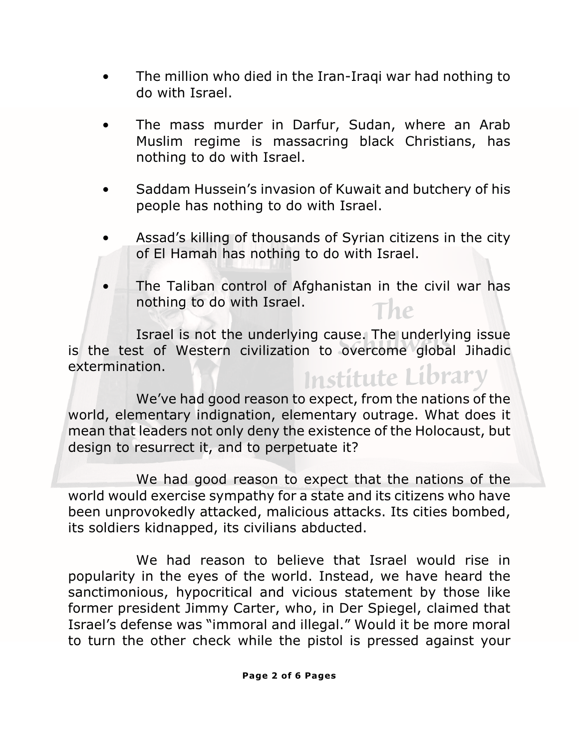- The million who died in the Iran-Iraqi war had nothing to do with Israel.

- The mass murder in Darfur, Sudan, where an Arab Muslim regime is massacring black Christians, has nothing to do with Israel.

- Saddam Hussein's invasion of Kuwait and butchery of his people has nothing to do with Israel.

- Assad's killing of thousands of Syrian citizens in the city of El Hamah has nothing to do with Israel.

- The Taliban control of Afghanistan in the civil war has nothing to do with Israel.

Israel is not the underlying cause. The underlying issue is the test of Western civilization to overcome global Jihadic extermination.

We've had good reason to expect, from the nations of the world, elementary indignation, elementary outrage. What does it mean that leaders not only deny the existence of the Holocaust, but design to resurrect it, and to perpetuate it?

We had good reason to expect that the nations of the world would exercise sympathy for a state and its citizens who have been unprovokedly attacked, malicious attacks. Its cities bombed, its soldiers kidnapped, its civilians abducted.

We had reason to believe that Israel would rise in popularity in the eyes of the world. Instead, we have heard the sanctimonious, hypocritical and vicious statement by those like former president Jimmy Carter, who, in Der Spiegel, claimed that Israel's defense was "immoral and illegal." Would it be more moral to turn the other check while the pistol is pressed against your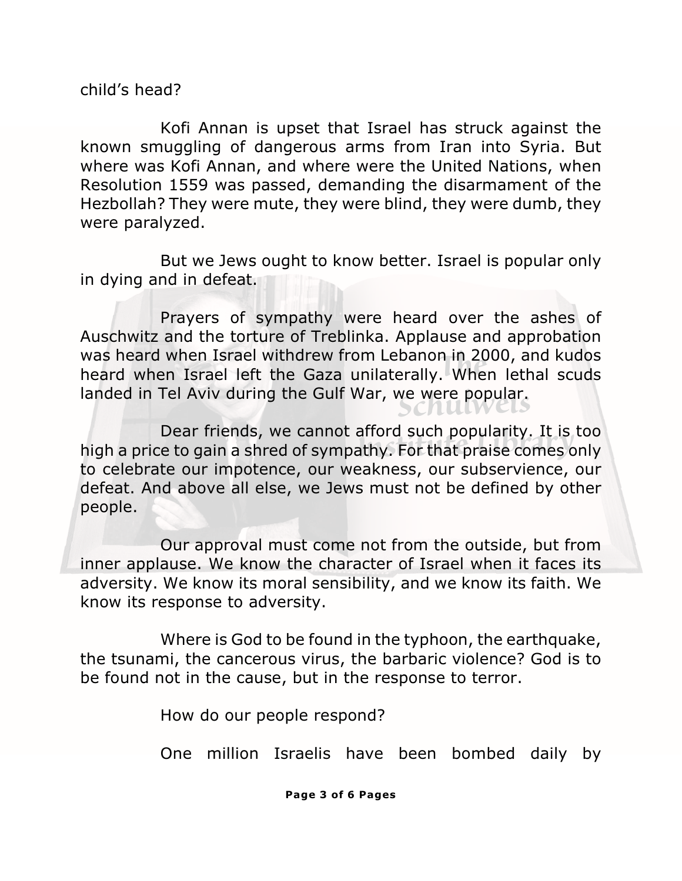child's head?

Kofi Annan is upset that Israel has struck against the known smuggling of dangerous arms from Iran into Syria. But where was Kofi Annan, and where were the United Nations, when Resolution 1559 was passed, demanding the disarmament of the Hezbollah? They were mute, they were blind, they were dumb, they were paralyzed.

But we Jews ought to know better. Israel is popular only in dying and in defeat.

Prayers of sympathy were heard over the ashes of Auschwitz and the torture of Treblinka. Applause and approbation was heard when Israel withdrew from Lebanon in 2000, and kudos heard when Israel left the Gaza unilaterally. When lethal scuds landed in Tel Aviv during the Gulf War, we were popular.

Dear friends, we cannot afford such popularity. It is too high a price to gain a shred of sympathy. For that praise comes only to celebrate our impotence, our weakness, our subservience, our defeat. And above all else, we Jews must not be defined by other people.

Our approval must come not from the outside, but from inner applause. We know the character of Israel when it faces its adversity. We know its moral sensibility, and we know its faith. We know its response to adversity.

Where is God to be found in the typhoon, the earthquake, the tsunami, the cancerous virus, the barbaric violence? God is to be found not in the cause, but in the response to terror.

How do our people respond?

One million Israelis have been bombed daily by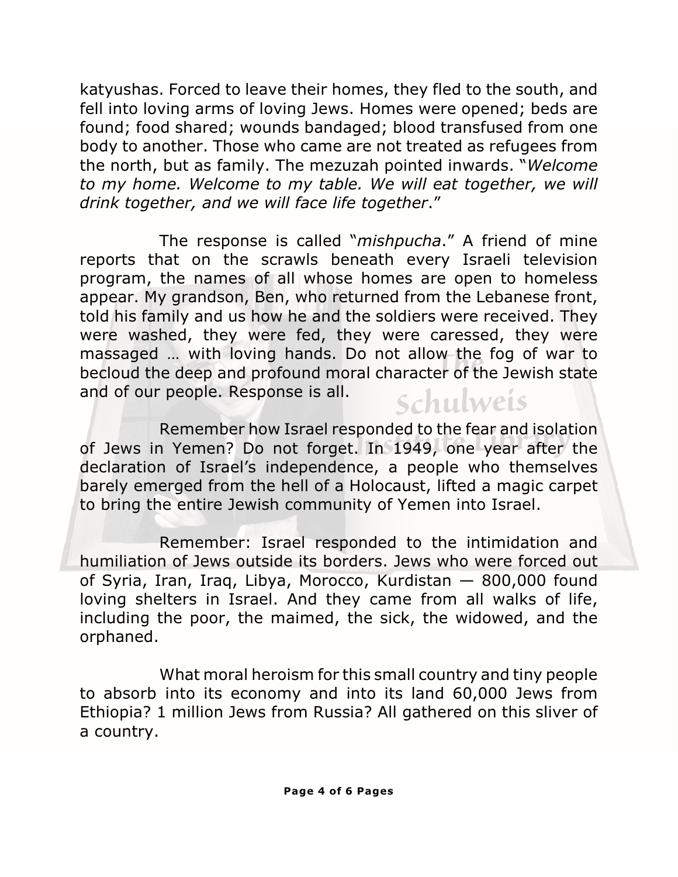katyushas. Forced to leave their homes, they fled to the south, and fell into loving arms of loving Jews. Homes were opened; beds are found; food shared; wounds bandaged; blood transfused from one body to another. Those who came are not treated as refugees from the north, but as family. The mezuzah pointed inwards. "*Welcome to my home. Welcome to my table. We will eat together, we will drink together, and we will face life together*."

The response is called "*mishpucha*." A friend of mine reports that on the scrawls beneath every Israeli television program, the names of all whose homes are open to homeless appear. My grandson, Ben, who returned from the Lebanese front, told his family and us how he and the soldiers were received. They were washed, they were fed, they were caressed, they were massaged … with loving hands. Do not allow the fog of war to becloud the deep and profound moral character of the Jewish state and of our people. Response is all.

Remember how Israel responded to the fear and isolation of Jews in Yemen? Do not forget. In 1949, one year after the declaration of Israel's independence, a people who themselves barely emerged from the hell of a Holocaust, lifted a magic carpet to bring the entire Jewish community of Yemen into Israel.

Remember: Israel responded to the intimidation and humiliation of Jews outside its borders. Jews who were forced out of Syria, Iran, Iraq, Libya, Morocco, Kurdistan — 800,000 found loving shelters in Israel. And they came from all walks of life, including the poor, the maimed, the sick, the widowed, and the orphaned.

What moral heroism for this small country and tiny people to absorb into its economy and into its land 60,000 Jews from Ethiopia? 1 million Jews from Russia? All gathered on this sliver of a country.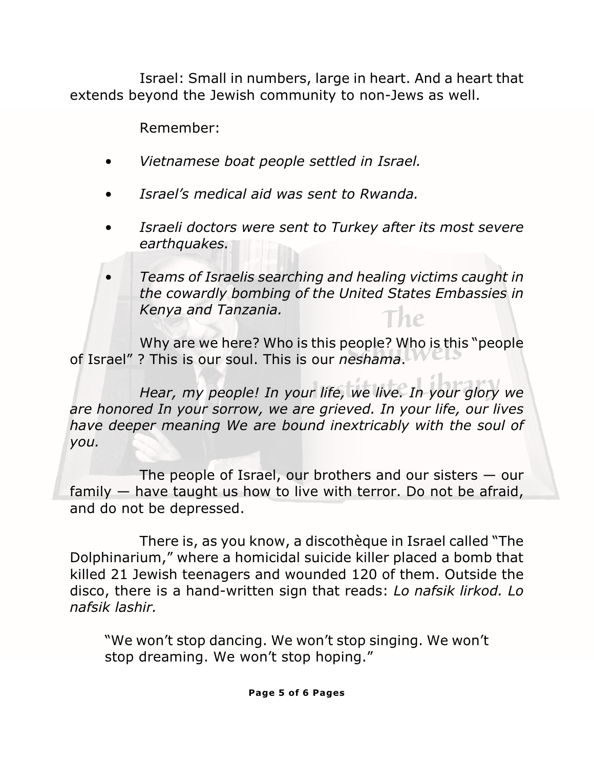Israel: Small in numbers, large in heart. And a heart that extends beyond the Jewish community to non-Jews as well.

Remember:

- *Vietnamese boat people settled in Israel.*
- *Israel's medical aid was sent to Rwanda.*
- *Israeli doctors were sent to Turkey after its most severe earthquakes.*
- *Teams of Israelis searching and healing victims caught in the cowardly bombing of the United States Embassies in Kenya and Tanzania.*

Why are we here? Who is this people? Who is this "people of Israel" ? This is our soul. This is our *neshama*.

*Hear, my people! In your life, we live. In your glory we are honored In your sorrow, we are grieved. In your life, our lives have deeper meaning We are bound inextricably with the soul of you.*

The people of Israel, our brothers and our sisters — our family — have taught us how to live with terror. Do not be afraid, and do not be depressed.

There is, as you know, a discothèque in Israel called "The Dolphinarium," where a homicidal suicide killer placed a bomb that killed 21 Jewish teenagers and wounded 120 of them. Outside the disco, there is a hand-written sign that reads: *Lo nafsik lirkod. Lo nafsik lashir.*

> "We won't stop dancing. We won't stop singing. We won't stop dreaming. We won't stop hoping."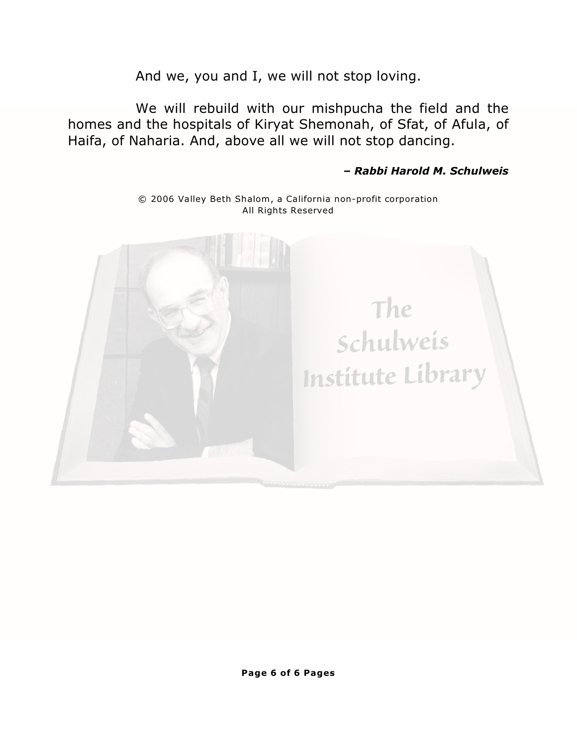And we, you and I, we will not stop loving.

We will rebuild with our mishpucha the field and the homes and the hospitals of Kiryat Shemonah, of Sfat, of Afula, of Haifa, of Naharia. And, above all we will not stop dancing.

***– Rabbi Harold M. Schulweis***

© 2006 Valley Beth Shalom, a California non-profit corporation
All Rights Reserved

The Schulweis Institute Library